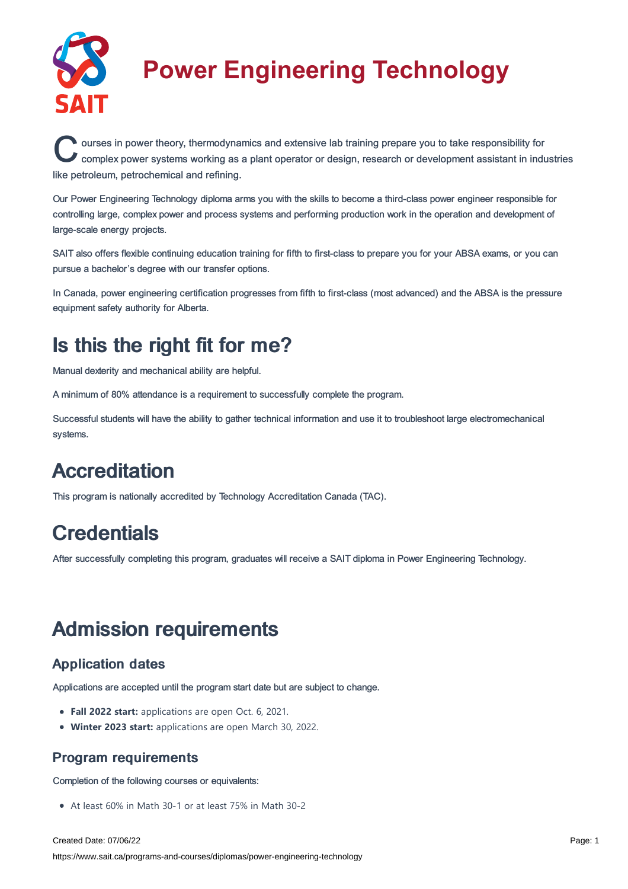# Power Engineering Technology

Courses in power theory, thermodynamics and extensive lab training prepare you to take responsibility for complex power systems working as a plant operator or design, research or development assistant in industries like petroleum, petrochemical and refining.

Our Power Engineering Technology diploma arms you with the skills to become a third-class power engineer responsible for controlling large, complex power and process systems and performing production work in the operation and development of large-scale energy projects.

SAIT also offers flexible continuing education training for fifth to first-class to prepare you for your ABSA exams, or you can pursue a bachelor's degree with our transfer options.

In Canada, power engineering certification progresses from fifth to first-class (most advanced) and the ABSA is the pressure equipment safety authority for Alberta.

## Is this the right fit for me?

Manual dexterity and mechanical ability are helpful.

A minimum of 80% attendance is a requirement to successfully complete the program.

Successful students will have the ability to gather technical information and use it to troubleshoot large electromechanical systems.

## Accreditation

This program is nationally accredited by Technology Accreditation Canada (TAC).

## Credentials

After successfully completing this program, graduates will receive a SAIT diploma in Power Engineering Technology.

## Admission requirements

### Application dates

Applications are accepted until the program start date but are subject to change.

- **Fall 2022 start:** applications are open Oct. 6, 2021.
- **Winter 2023 start:** applications are open March 30, 2022.

### Program requirements

Completion of the following courses or equivalents:

- At least 60% in Math 30-1 or at least 75% in Math 30-2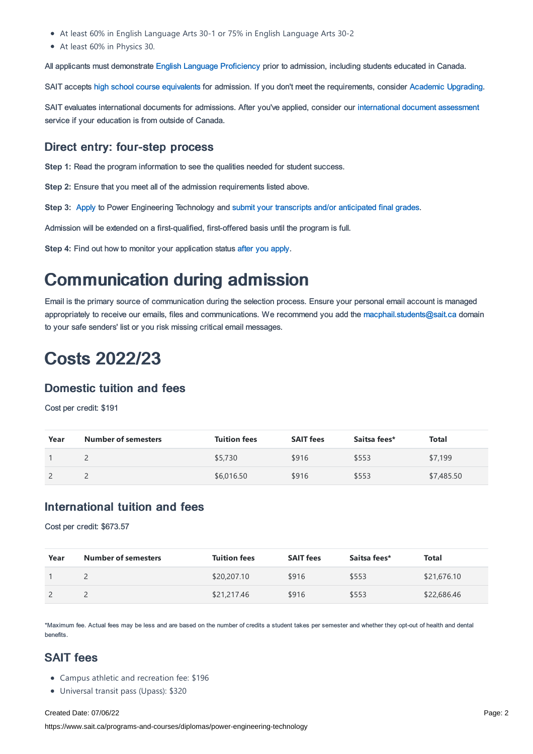- At least 60% in English Language Arts 30-1 or 75% in English Language Arts 30-2
- At least 60% in Physics 30.

All applicants must demonstrate English Language Proficiency prior to admission, including students educated in Canada.

SAIT accepts high school course equivalents for admission. If you don't meet the requirements, consider Academic Upgrading.

SAIT evaluates international documents for admissions. After you've applied, consider our international document assessment service if your education is from outside of Canada.

### Direct entry: four-step process

**Step 1:** Read the program information to see the qualities needed for student success.

**Step 2:** Ensure that you meet all of the admission requirements listed above.

**Step 3:** Apply to Power Engineering Technology and submit your transcripts and/or anticipated final grades.

Admission will be extended on a first-qualified, first-offered basis until the program is full.

**Step 4:** Find out how to monitor your application status after you apply.

# Communication during admission

Email is the primary source of communication during the selection process. Ensure your personal email account is managed appropriately to receive our emails, files and communications. We recommend you add the macphail.students@sait.ca domain to your safe senders' list or you risk missing critical email messages.

# Costs 2022/23

### Domestic tuition and fees

Cost per credit: $191

| Year | Number of semesters | Tuition fees | SAIT fees | Saitsa fees* | Total |
|---|---|---|---|---|---|
| 1 | 2 | $5,730 | $916 | $553 | $7,199 |
| 2 | 2 | $6,016.50 | $916 | $553 | $7,485.50 |

### International tuition and fees

Cost per credit: $673.57

| Year | Number of semesters | Tuition fees | SAIT fees | Saitsa fees* | Total |
|---|---|---|---|---|---|
| 1 | 2 | $20,207.10 | $916 | $553 | $21,676.10 |
| 2 | 2 | $21,217.46 | $916 | $553 | $22,686.46 |

*Maximum fee. Actual fees may be less and are based on the number of credits a student takes per semester and whether they opt-out of health and dental benefits.

### SAIT fees

- Campus athletic and recreation fee: $196
- Universal transit pass (Upass): $320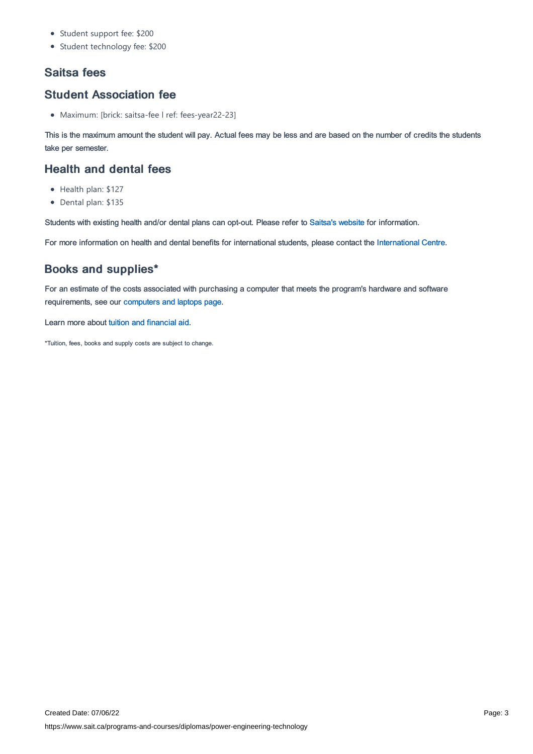- Student support fee: $200
- Student technology fee: $200

## Saitsa fees

## Student Association fee

- Maximum: [brick: saitsa-fee | ref: fees-year22-23]

This is the maximum amount the student will pay. Actual fees may be less and are based on the number of credits the students take per semester.

## Health and dental fees

- Health plan: $127
- Dental plan: $135

Students with existing health and/or dental plans can opt-out. Please refer to Saitsa's website for information.

For more information on health and dental benefits for international students, please contact the International Centre.

## Books and supplies*

For an estimate of the costs associated with purchasing a computer that meets the program's hardware and software requirements, see our computers and laptops page.

Learn more about tuition and financial aid.

*Tuition, fees, books and supply costs are subject to change.